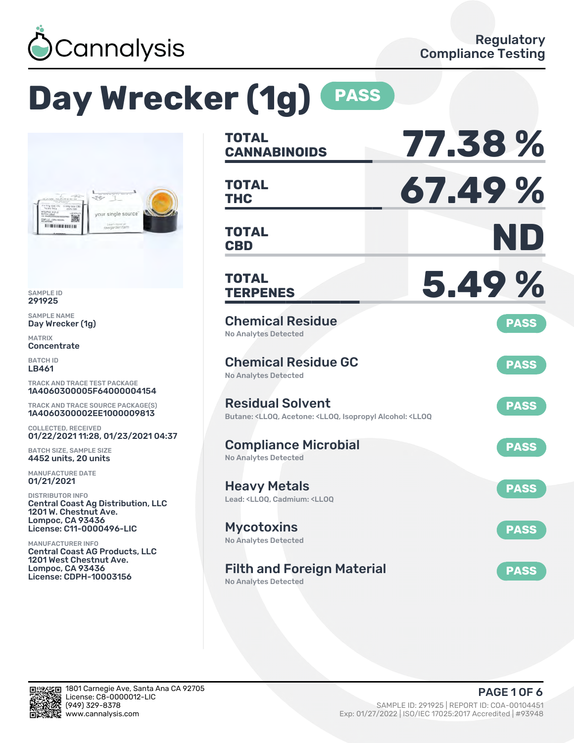Cannalysis

Regulatory Compliance Testing

# Day Wrecker (1g) PASS

SAMPLE ID
291925

SAMPLE NAME
Day Wrecker (1g)

MATRIX
Concentrate

BATCH ID
LB461

TRACK AND TRACE TEST PACKAGE
1A4060300005F64000004154

TRACK AND TRACE SOURCE PACKAGE(S)
1A4060300002EE1000009813

COLLECTED, RECEIVED
01/22/2021 11:28, 01/23/2021 04:37

BATCH SIZE, SAMPLE SIZE
4452 units, 20 units

MANUFACTURE DATE
01/21/2021

DISTRIBUTOR INFO
Central Coast Ag Distribution, LLC
1201 W. Chestnut Ave.
Lompoc, CA 93436
License: C11-0000496-LIC

MANUFACTURER INFO
Central Coast AG Products, LLC
1201 West Chestnut Ave.
Lompoc, CA 93436
License: CDPH-10003156

| | |
|---|---|
| **TOTAL CANNABINOIDS** | **77.38 %** |
| **TOTAL THC** | **67.49 %** |
| **TOTAL CBD** | **ND** |
| **TOTAL TERPENES** | **5.49 %** |

## Chemical Residue — PASS
No Analytes Detected

## Chemical Residue GC — PASS
No Analytes Detected

## Residual Solvent — PASS
Butane: <LLOQ, Acetone: <LLOQ, Isopropyl Alcohol: <LLOQ

## Compliance Microbial — PASS
No Analytes Detected

## Heavy Metals — PASS
Lead: <LLOQ, Cadmium: <LLOQ

## Mycotoxins — PASS
No Analytes Detected

## Filth and Foreign Material — PASS
No Analytes Detected

1801 Carnegie Ave, Santa Ana CA 92705
License: C8-0000012-LIC
(949) 329-8378
www.cannalysis.com

SAMPLE ID: 291925 | REPORT ID: COA-00104451
Exp: 01/27/2022 | ISO/IEC 17025:2017 Accredited | #93948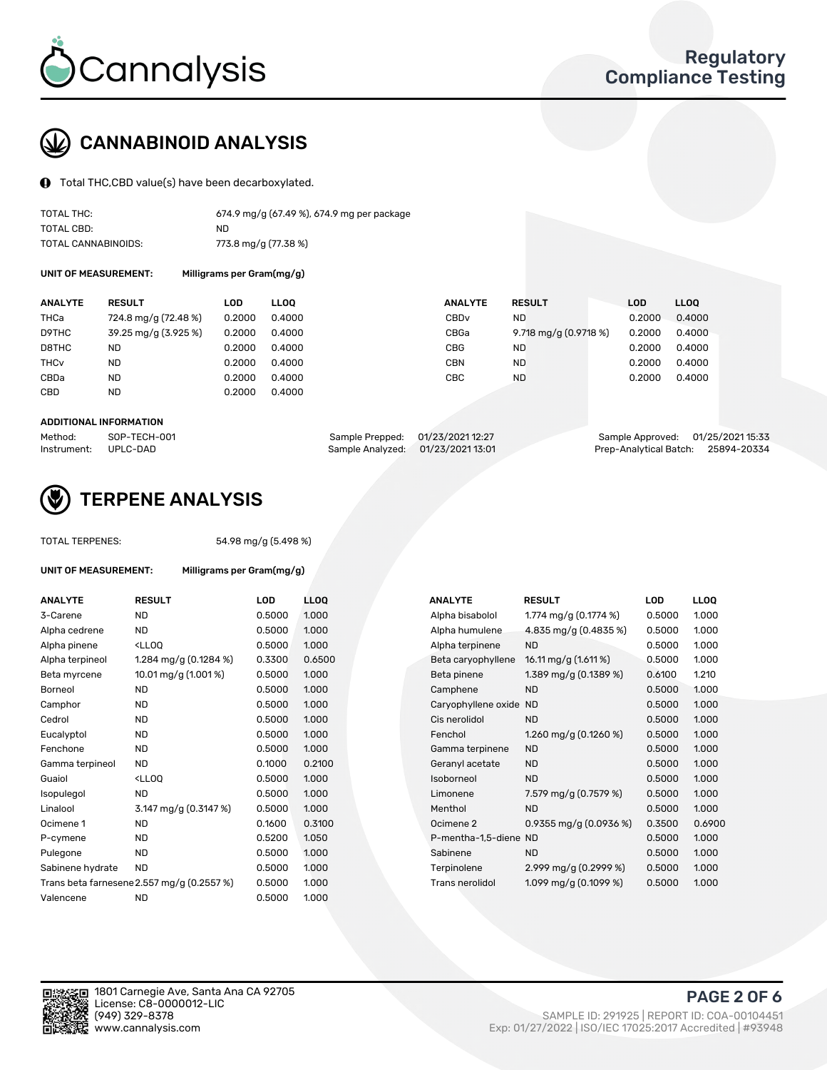# CANNABINOID ANALYSIS

Total THC,CBD value(s) have been decarboxylated.

| | |
|---|---|
| TOTAL THC: | 674.9 mg/g (67.49 %), 674.9 mg per package |
| TOTAL CBD: | ND |
| TOTAL CANNABINOIDS: | 773.8 mg/g (77.38 %) |

**UNIT OF MEASUREMENT:** Milligrams per Gram(mg/g)

| ANALYTE | RESULT | LOD | LLOQ |
|---|---|---|---|
| THCa | 724.8 mg/g (72.48 %) | 0.2000 | 0.4000 |
| D9THC | 39.25 mg/g (3.925 %) | 0.2000 | 0.4000 |
| D8THC | ND | 0.2000 | 0.4000 |
| THCv | ND | 0.2000 | 0.4000 |
| CBDa | ND | 0.2000 | 0.4000 |
| CBD | ND | 0.2000 | 0.4000 |
| CBDv | ND | 0.2000 | 0.4000 |
| CBGa | 9.718 mg/g (0.9718 %) | 0.2000 | 0.4000 |
| CBG | ND | 0.2000 | 0.4000 |
| CBN | ND | 0.2000 | 0.4000 |
| CBC | ND | 0.2000 | 0.4000 |

**ADDITIONAL INFORMATION**

| | | | | | |
|---|---|---|---|---|---|
| Method: | SOP-TECH-001 | Sample Prepped: | 01/23/2021 12:27 | Sample Approved: | 01/25/2021 15:33 |
| Instrument: | UPLC-DAD | Sample Analyzed: | 01/23/2021 13:01 | Prep-Analytical Batch: | 25894-20334 |

# TERPENE ANALYSIS

TOTAL TERPENES: 54.98 mg/g (5.498 %)

**UNIT OF MEASUREMENT:** Milligrams per Gram(mg/g)

| ANALYTE | RESULT | LOD | LLOQ |
|---|---|---|---|
| 3-Carene | ND | 0.5000 | 1.000 |
| Alpha cedrene | ND | 0.5000 | 1.000 |
| Alpha pinene | <LLOQ | 0.5000 | 1.000 |
| Alpha terpineol | 1.284 mg/g (0.1284 %) | 0.3300 | 0.6500 |
| Beta myrcene | 10.01 mg/g (1.001 %) | 0.5000 | 1.000 |
| Borneol | ND | 0.5000 | 1.000 |
| Camphor | ND | 0.5000 | 1.000 |
| Cedrol | ND | 0.5000 | 1.000 |
| Eucalyptol | ND | 0.5000 | 1.000 |
| Fenchone | ND | 0.5000 | 1.000 |
| Gamma terpineol | ND | 0.1000 | 0.2100 |
| Guaiol | <LLOQ | 0.5000 | 1.000 |
| Isopulegol | ND | 0.5000 | 1.000 |
| Linalool | 3.147 mg/g (0.3147 %) | 0.5000 | 1.000 |
| Ocimene 1 | ND | 0.1600 | 0.3100 |
| P-cymene | ND | 0.5200 | 1.050 |
| Pulegone | ND | 0.5000 | 1.000 |
| Sabinene hydrate | ND | 0.5000 | 1.000 |
| Trans beta farnesene | 2.557 mg/g (0.2557 %) | 0.5000 | 1.000 |
| Valencene | ND | 0.5000 | 1.000 |
| Alpha bisabolol | 1.774 mg/g (0.1774 %) | 0.5000 | 1.000 |
| Alpha humulene | 4.835 mg/g (0.4835 %) | 0.5000 | 1.000 |
| Alpha terpinene | ND | 0.5000 | 1.000 |
| Beta caryophyllene | 16.11 mg/g (1.611 %) | 0.5000 | 1.000 |
| Beta pinene | 1.389 mg/g (0.1389 %) | 0.6100 | 1.210 |
| Camphene | ND | 0.5000 | 1.000 |
| Caryophyllene oxide | ND | 0.5000 | 1.000 |
| Cis nerolidol | ND | 0.5000 | 1.000 |
| Fenchol | 1.260 mg/g (0.1260 %) | 0.5000 | 1.000 |
| Gamma terpinene | ND | 0.5000 | 1.000 |
| Geranyl acetate | ND | 0.5000 | 1.000 |
| Isoborneol | ND | 0.5000 | 1.000 |
| Limonene | 7.579 mg/g (0.7579 %) | 0.5000 | 1.000 |
| Menthol | ND | 0.5000 | 1.000 |
| Ocimene 2 | 0.9355 mg/g (0.0936 %) | 0.3500 | 0.6900 |
| P-mentha-1,5-diene | ND | 0.5000 | 1.000 |
| Sabinene | ND | 0.5000 | 1.000 |
| Terpinolene | 2.999 mg/g (0.2999 %) | 0.5000 | 1.000 |
| Trans nerolidol | 1.099 mg/g (0.1099 %) | 0.5000 | 1.000 |

1801 Carnegie Ave, Santa Ana CA 92705
License: C8-0000012-LIC
(949) 329-8378
www.cannalysis.com

SAMPLE ID: 291925 | REPORT ID: COA-00104451
Exp: 01/27/2022 | ISO/IEC 17025:2017 Accredited | #93948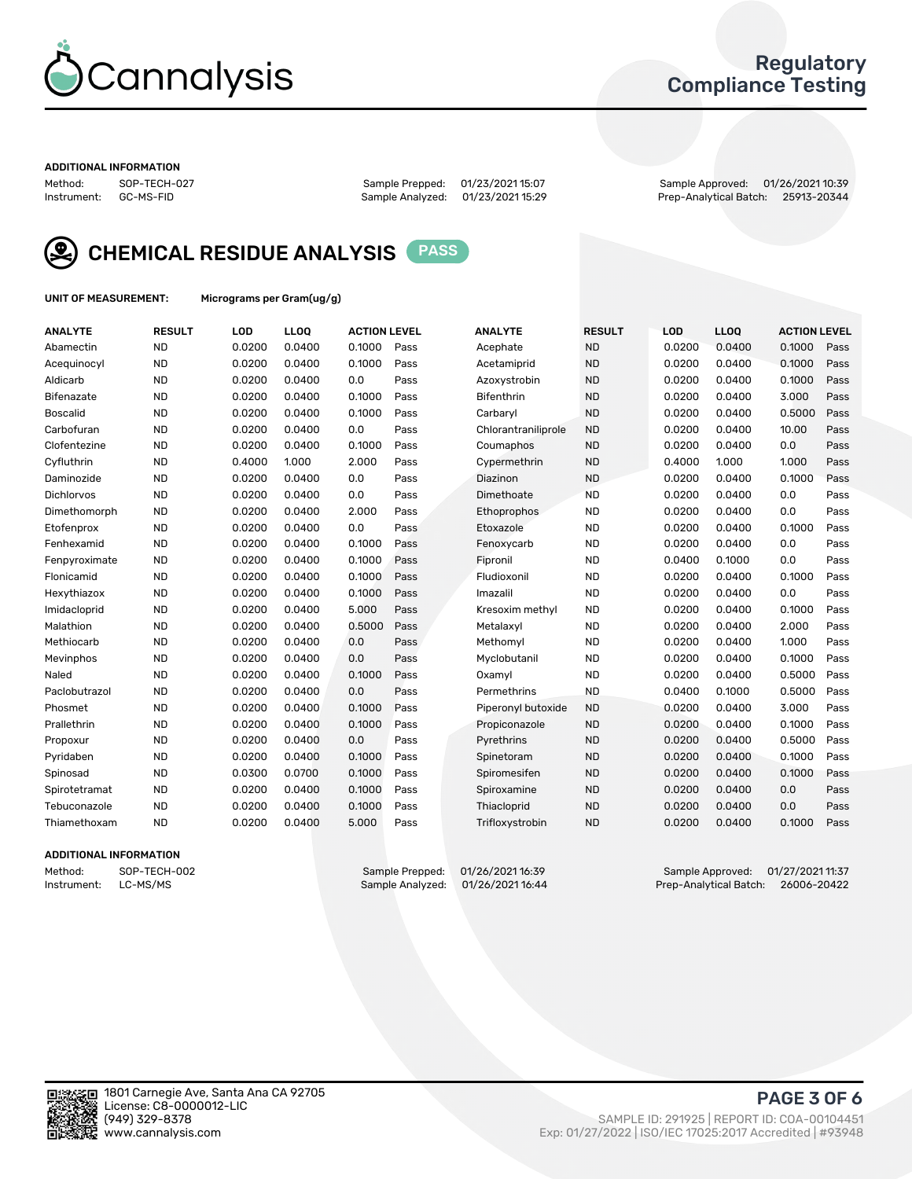# Cannalysis

## Regulatory Compliance Testing

**ADDITIONAL INFORMATION**

| | | | | | |
|---|---|---|---|---|---|
| Method: | SOP-TECH-027 | Sample Prepped: | 01/23/2021 15:07 | Sample Approved: | 01/26/2021 10:39 |
| Instrument: | GC-MS-FID | Sample Analyzed: | 01/23/2021 15:29 | Prep-Analytical Batch: | 25913-20344 |

## CHEMICAL RESIDUE ANALYSIS PASS

**UNIT OF MEASUREMENT:** Micrograms per Gram(ug/g)

| ANALYTE | RESULT | LOD | LLOQ | ACTION LEVEL | | ANALYTE | RESULT | LOD | LLOQ | ACTION LEVEL | |
|---|---|---|---|---|---|---|---|---|---|---|---|
| Abamectin | ND | 0.0200 | 0.0400 | 0.1000 | Pass | Acephate | ND | 0.0200 | 0.0400 | 0.1000 | Pass |
| Acequinocyl | ND | 0.0200 | 0.0400 | 0.1000 | Pass | Acetamiprid | ND | 0.0200 | 0.0400 | 0.1000 | Pass |
| Aldicarb | ND | 0.0200 | 0.0400 | 0.0 | Pass | Azoxystrobin | ND | 0.0200 | 0.0400 | 0.1000 | Pass |
| Bifenazate | ND | 0.0200 | 0.0400 | 0.1000 | Pass | Bifenthrin | ND | 0.0200 | 0.0400 | 3.000 | Pass |
| Boscalid | ND | 0.0200 | 0.0400 | 0.1000 | Pass | Carbaryl | ND | 0.0200 | 0.0400 | 0.5000 | Pass |
| Carbofuran | ND | 0.0200 | 0.0400 | 0.0 | Pass | Chlorantraniliprole | ND | 0.0200 | 0.0400 | 10.00 | Pass |
| Clofentezine | ND | 0.0200 | 0.0400 | 0.1000 | Pass | Coumaphos | ND | 0.0200 | 0.0400 | 0.0 | Pass |
| Cyfluthrin | ND | 0.4000 | 1.000 | 2.000 | Pass | Cypermethrin | ND | 0.4000 | 1.000 | 1.000 | Pass |
| Daminozide | ND | 0.0200 | 0.0400 | 0.0 | Pass | Diazinon | ND | 0.0200 | 0.0400 | 0.1000 | Pass |
| Dichlorvos | ND | 0.0200 | 0.0400 | 0.0 | Pass | Dimethoate | ND | 0.0200 | 0.0400 | 0.0 | Pass |
| Dimethomorph | ND | 0.0200 | 0.0400 | 2.000 | Pass | Ethoprophos | ND | 0.0200 | 0.0400 | 0.0 | Pass |
| Etofenprox | ND | 0.0200 | 0.0400 | 0.0 | Pass | Etoxazole | ND | 0.0200 | 0.0400 | 0.1000 | Pass |
| Fenhexamid | ND | 0.0200 | 0.0400 | 0.1000 | Pass | Fenoxycarb | ND | 0.0200 | 0.0400 | 0.0 | Pass |
| Fenpyroximate | ND | 0.0200 | 0.0400 | 0.1000 | Pass | Fipronil | ND | 0.0400 | 0.1000 | 0.0 | Pass |
| Flonicamid | ND | 0.0200 | 0.0400 | 0.1000 | Pass | Fludioxonil | ND | 0.0200 | 0.0400 | 0.1000 | Pass |
| Hexythiazox | ND | 0.0200 | 0.0400 | 0.1000 | Pass | Imazalil | ND | 0.0200 | 0.0400 | 0.0 | Pass |
| Imidacloprid | ND | 0.0200 | 0.0400 | 5.000 | Pass | Kresoxim methyl | ND | 0.0200 | 0.0400 | 0.1000 | Pass |
| Malathion | ND | 0.0200 | 0.0400 | 0.5000 | Pass | Metalaxyl | ND | 0.0200 | 0.0400 | 2.000 | Pass |
| Methiocarb | ND | 0.0200 | 0.0400 | 0.0 | Pass | Methomyl | ND | 0.0200 | 0.0400 | 1.000 | Pass |
| Mevinphos | ND | 0.0200 | 0.0400 | 0.0 | Pass | Myclobutanil | ND | 0.0200 | 0.0400 | 0.1000 | Pass |
| Naled | ND | 0.0200 | 0.0400 | 0.1000 | Pass | Oxamyl | ND | 0.0200 | 0.0400 | 0.5000 | Pass |
| Paclobutrazol | ND | 0.0200 | 0.0400 | 0.0 | Pass | Permethrins | ND | 0.0400 | 0.1000 | 0.5000 | Pass |
| Phosmet | ND | 0.0200 | 0.0400 | 0.1000 | Pass | Piperonyl butoxide | ND | 0.0200 | 0.0400 | 3.000 | Pass |
| Prallethrin | ND | 0.0200 | 0.0400 | 0.1000 | Pass | Propiconazole | ND | 0.0200 | 0.0400 | 0.1000 | Pass |
| Propoxur | ND | 0.0200 | 0.0400 | 0.0 | Pass | Pyrethrins | ND | 0.0200 | 0.0400 | 0.5000 | Pass |
| Pyridaben | ND | 0.0200 | 0.0400 | 0.1000 | Pass | Spinetoram | ND | 0.0200 | 0.0400 | 0.1000 | Pass |
| Spinosad | ND | 0.0300 | 0.0700 | 0.1000 | Pass | Spiromesifen | ND | 0.0200 | 0.0400 | 0.1000 | Pass |
| Spirotetramat | ND | 0.0200 | 0.0400 | 0.1000 | Pass | Spiroxamine | ND | 0.0200 | 0.0400 | 0.0 | Pass |
| Tebuconazole | ND | 0.0200 | 0.0400 | 0.1000 | Pass | Thiacloprid | ND | 0.0200 | 0.0400 | 0.0 | Pass |
| Thiamethoxam | ND | 0.0200 | 0.0400 | 5.000 | Pass | Trifloxystrobin | ND | 0.0200 | 0.0400 | 0.1000 | Pass |

**ADDITIONAL INFORMATION**

| | | | | | |
|---|---|---|---|---|---|
| Method: | SOP-TECH-002 | Sample Prepped: | 01/26/2021 16:39 | Sample Approved: | 01/27/2021 11:37 |
| Instrument: | LC-MS/MS | Sample Analyzed: | 01/26/2021 16:44 | Prep-Analytical Batch: | 26006-20422 |

1801 Carnegie Ave, Santa Ana CA 92705
License: C8-0000012-LIC
(949) 329-8378
www.cannalysis.com

SAMPLE ID: 291925 | REPORT ID: COA-00104451
Exp: 01/27/2022 | ISO/IEC 17025:2017 Accredited | #93948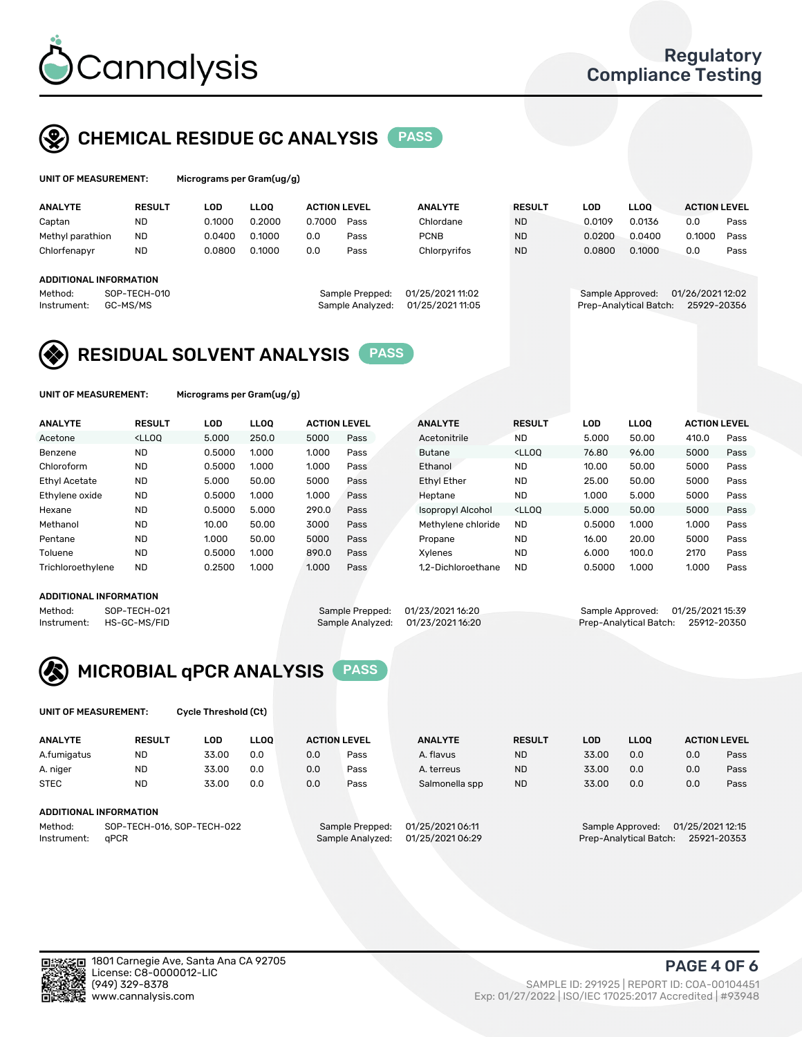# Cannalysis

Regulatory Compliance Testing

## CHEMICAL RESIDUE GC ANALYSIS PASS

**UNIT OF MEASUREMENT:** Micrograms per Gram(ug/g)

| ANALYTE | RESULT | LOD | LLOQ | ACTION LEVEL | | ANALYTE | RESULT | LOD | LLOQ | ACTION LEVEL | |
|---|---|---|---|---|---|---|---|---|---|---|---|
| Captan | ND | 0.1000 | 0.2000 | 0.7000 | Pass | Chlordane | ND | 0.0109 | 0.0136 | 0.0 | Pass |
| Methyl parathion | ND | 0.0400 | 0.1000 | 0.0 | Pass | PCNB | ND | 0.0200 | 0.0400 | 0.1000 | Pass |
| Chlorfenapyr | ND | 0.0800 | 0.1000 | 0.0 | Pass | Chlorpyrifos | ND | 0.0800 | 0.1000 | 0.0 | Pass |

**ADDITIONAL INFORMATION**

Method: SOP-TECH-010
Instrument: GC-MS/MS

Sample Prepped: 01/25/2021 11:02
Sample Analyzed: 01/25/2021 11:05

Sample Approved: 01/26/2021 12:02
Prep-Analytical Batch: 25929-20356

## RESIDUAL SOLVENT ANALYSIS PASS

**UNIT OF MEASUREMENT:** Micrograms per Gram(ug/g)

| ANALYTE | RESULT | LOD | LLOQ | ACTION LEVEL | | ANALYTE | RESULT | LOD | LLOQ | ACTION LEVEL | |
|---|---|---|---|---|---|---|---|---|---|---|---|
| Acetone | <LLOQ | 5.000 | 250.0 | 5000 | Pass | Acetonitrile | ND | 5.000 | 50.00 | 410.0 | Pass |
| Benzene | ND | 0.5000 | 1.000 | 1.000 | Pass | Butane | <LLOQ | 76.80 | 96.00 | 5000 | Pass |
| Chloroform | ND | 0.5000 | 1.000 | 1.000 | Pass | Ethanol | ND | 10.00 | 50.00 | 5000 | Pass |
| Ethyl Acetate | ND | 5.000 | 50.00 | 5000 | Pass | Ethyl Ether | ND | 25.00 | 50.00 | 5000 | Pass |
| Ethylene oxide | ND | 0.5000 | 1.000 | 1.000 | Pass | Heptane | ND | 1.000 | 5.000 | 5000 | Pass |
| Hexane | ND | 0.5000 | 5.000 | 290.0 | Pass | Isopropyl Alcohol | <LLOQ | 5.000 | 50.00 | 5000 | Pass |
| Methanol | ND | 10.00 | 50.00 | 3000 | Pass | Methylene chloride | ND | 0.5000 | 1.000 | 1.000 | Pass |
| Pentane | ND | 1.000 | 50.00 | 5000 | Pass | Propane | ND | 16.00 | 20.00 | 5000 | Pass |
| Toluene | ND | 0.5000 | 1.000 | 890.0 | Pass | Xylenes | ND | 6.000 | 100.0 | 2170 | Pass |
| Trichloroethylene | ND | 0.2500 | 1.000 | 1.000 | Pass | 1,2-Dichloroethane | ND | 0.5000 | 1.000 | 1.000 | Pass |

**ADDITIONAL INFORMATION**

Method: SOP-TECH-021
Instrument: HS-GC-MS/FID

Sample Prepped: 01/23/2021 16:20
Sample Analyzed: 01/23/2021 16:20

Sample Approved: 01/25/2021 15:39
Prep-Analytical Batch: 25912-20350

## MICROBIAL qPCR ANALYSIS PASS

**UNIT OF MEASUREMENT:** Cycle Threshold (Ct)

| ANALYTE | RESULT | LOD | LLOQ | ACTION LEVEL | | ANALYTE | RESULT | LOD | LLOQ | ACTION LEVEL | |
|---|---|---|---|---|---|---|---|---|---|---|---|
| A.fumigatus | ND | 33.00 | 0.0 | 0.0 | Pass | A. flavus | ND | 33.00 | 0.0 | 0.0 | Pass |
| A. niger | ND | 33.00 | 0.0 | 0.0 | Pass | A. terreus | ND | 33.00 | 0.0 | 0.0 | Pass |
| STEC | ND | 33.00 | 0.0 | 0.0 | Pass | Salmonella spp | ND | 33.00 | 0.0 | 0.0 | Pass |

**ADDITIONAL INFORMATION**

Method: SOP-TECH-016, SOP-TECH-022
Instrument: qPCR

Sample Prepped: 01/25/2021 06:11
Sample Analyzed: 01/25/2021 06:29

Sample Approved: 01/25/2021 12:15
Prep-Analytical Batch: 25921-20353

1801 Carnegie Ave, Santa Ana CA 92705
License: C8-0000012-LIC
(949) 329-8378
www.cannalysis.com

SAMPLE ID: 291925 | REPORT ID: COA-00104451
Exp: 01/27/2022 | ISO/IEC 17025:2017 Accredited | #93948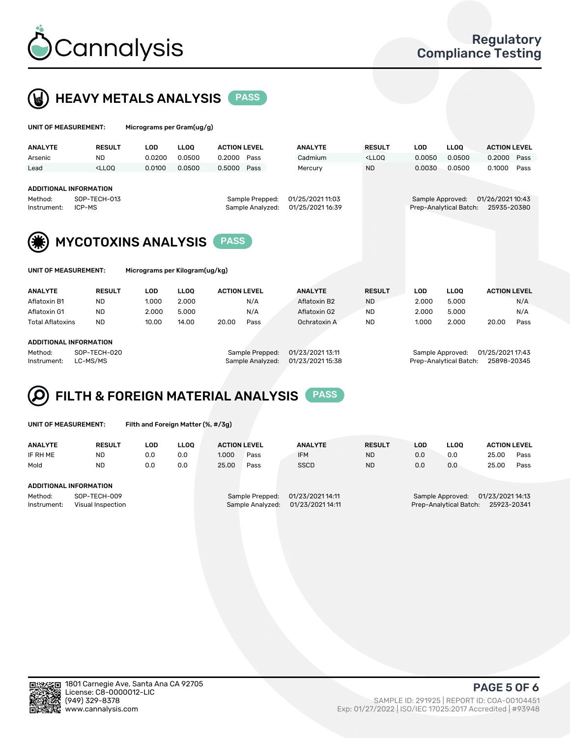# Cannalysis

## Regulatory Compliance Testing

## HEAVY METALS ANALYSIS PASS

**UNIT OF MEASUREMENT:** Micrograms per Gram(ug/g)

| ANALYTE | RESULT | LOD | LLOQ | ACTION LEVEL | | ANALYTE | RESULT | LOD | LLOQ | ACTION LEVEL | |
|---|---|---|---|---|---|---|---|---|---|---|---|
| Arsenic | ND | 0.0200 | 0.0500 | 0.2000 | Pass | Cadmium | <LLOQ | 0.0050 | 0.0500 | 0.2000 | Pass |
| Lead | <LLOQ | 0.0100 | 0.0500 | 0.5000 | Pass | Mercury | ND | 0.0030 | 0.0500 | 0.1000 | Pass |

**ADDITIONAL INFORMATION**

Method: SOP-TECH-013
Instrument: ICP-MS
Sample Prepped: 01/25/2021 11:03
Sample Analyzed: 01/25/2021 16:39
Sample Approved: 01/26/2021 10:43
Prep-Analytical Batch: 25935-20380

## MYCOTOXINS ANALYSIS PASS

**UNIT OF MEASUREMENT:** Micrograms per Kilogram(ug/kg)

| ANALYTE | RESULT | LOD | LLOQ | ACTION LEVEL | | ANALYTE | RESULT | LOD | LLOQ | ACTION LEVEL | |
|---|---|---|---|---|---|---|---|---|---|---|---|
| Aflatoxin B1 | ND | 1.000 | 2.000 | | N/A | Aflatoxin B2 | ND | 2.000 | 5.000 | | N/A |
| Aflatoxin G1 | ND | 2.000 | 5.000 | | N/A | Aflatoxin G2 | ND | 2.000 | 5.000 | | N/A |
| Total Aflatoxins | ND | 10.00 | 14.00 | 20.00 | Pass | Ochratoxin A | ND | 1.000 | 2.000 | 20.00 | Pass |

**ADDITIONAL INFORMATION**

Method: SOP-TECH-020
Instrument: LC-MS/MS
Sample Prepped: 01/23/2021 13:11
Sample Analyzed: 01/23/2021 15:38
Sample Approved: 01/25/2021 17:43
Prep-Analytical Batch: 25898-20345

## FILTH & FOREIGN MATERIAL ANALYSIS PASS

**UNIT OF MEASUREMENT:** Filth and Foreign Matter (%, #/3g)

| ANALYTE | RESULT | LOD | LLOQ | ACTION LEVEL | | ANALYTE | RESULT | LOD | LLOQ | ACTION LEVEL | |
|---|---|---|---|---|---|---|---|---|---|---|---|
| IF RH ME | ND | 0.0 | 0.0 | 1.000 | Pass | IFM | ND | 0.0 | 0.0 | 25.00 | Pass |
| Mold | ND | 0.0 | 0.0 | 25.00 | Pass | SSCD | ND | 0.0 | 0.0 | 25.00 | Pass |

**ADDITIONAL INFORMATION**

Method: SOP-TECH-009
Instrument: Visual Inspection
Sample Prepped: 01/23/2021 14:11
Sample Analyzed: 01/23/2021 14:11
Sample Approved: 01/23/2021 14:13
Prep-Analytical Batch: 25923-20341

1801 Carnegie Ave, Santa Ana CA 92705
License: C8-0000012-LIC
(949) 329-8378
www.cannalysis.com

SAMPLE ID: 291925 | REPORT ID: COA-00104451
Exp: 01/27/2022 | ISO/IEC 17025:2017 Accredited | #93948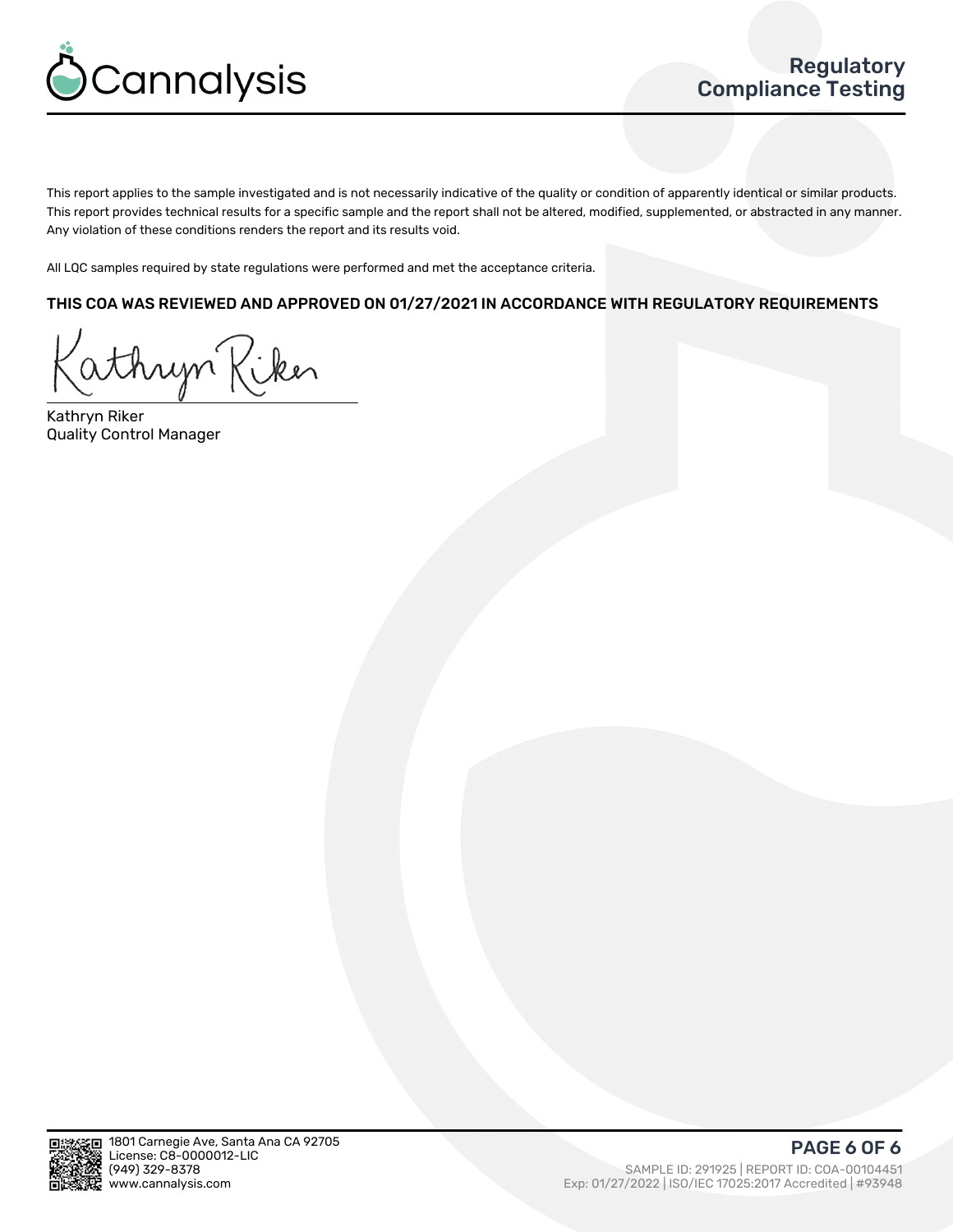This report applies to the sample investigated and is not necessarily indicative of the quality or condition of apparently identical or similar products. This report provides technical results for a specific sample and the report shall not be altered, modified, supplemented, or abstracted in any manner. Any violation of these conditions renders the report and its results void.

All LQC samples required by state regulations were performed and met the acceptance criteria.

**THIS COA WAS REVIEWED AND APPROVED ON 01/27/2021 IN ACCORDANCE WITH REGULATORY REQUIREMENTS**

Kathryn Riker
Quality Control Manager